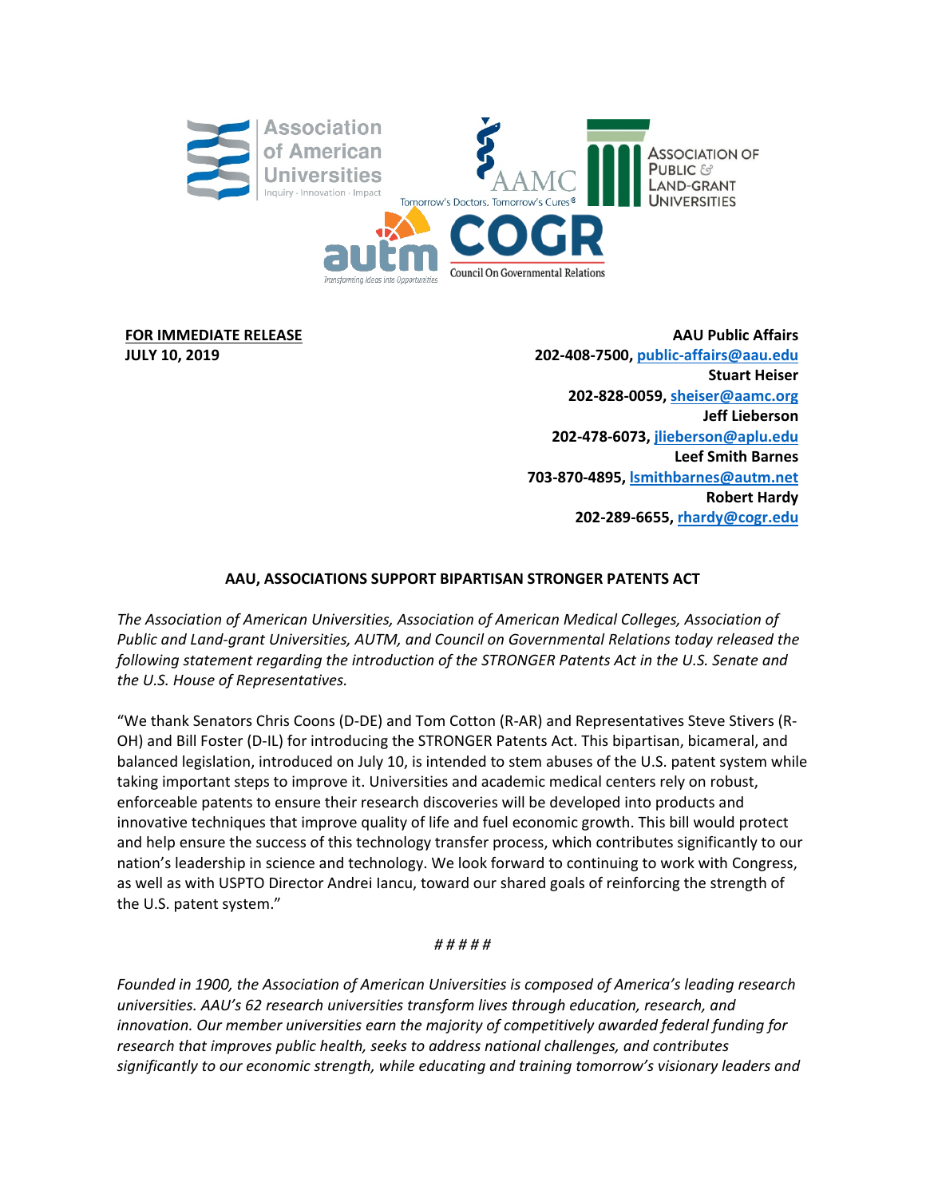Association of American Universities
Inquiry · Innovation · Impact

AAMC
Tomorrow's Doctors, Tomorrow's Cures®

Association of Public & Land-grant Universities

autm
Transforming Ideas into Opportunities

COGR
Council On Governmental Relations

**FOR IMMEDIATE RELEASE**
**JULY 10, 2019**

**AAU Public Affairs**
**202-408-7500, public-affairs@aau.edu**
**Stuart Heiser**
**202-828-0059, sheiser@aamc.org**
**Jeff Lieberson**
**202-478-6073, jlieberson@aplu.edu**
**Leef Smith Barnes**
**703-870-4895, lsmithbarnes@autm.net**
**Robert Hardy**
**202-289-6655, rhardy@cogr.edu**

**AAU, ASSOCIATIONS SUPPORT BIPARTISAN STRONGER PATENTS ACT**

*The Association of American Universities, Association of American Medical Colleges, Association of Public and Land-grant Universities, AUTM, and Council on Governmental Relations today released the following statement regarding the introduction of the STRONGER Patents Act in the U.S. Senate and the U.S. House of Representatives.*

"We thank Senators Chris Coons (D-DE) and Tom Cotton (R-AR) and Representatives Steve Stivers (R-OH) and Bill Foster (D-IL) for introducing the STRONGER Patents Act. This bipartisan, bicameral, and balanced legislation, introduced on July 10, is intended to stem abuses of the U.S. patent system while taking important steps to improve it. Universities and academic medical centers rely on robust, enforceable patents to ensure their research discoveries will be developed into products and innovative techniques that improve quality of life and fuel economic growth. This bill would protect and help ensure the success of this technology transfer process, which contributes significantly to our nation's leadership in science and technology. We look forward to continuing to work with Congress, as well as with USPTO Director Andrei Iancu, toward our shared goals of reinforcing the strength of the U.S. patent system."

# # # # #

*Founded in 1900, the Association of American Universities is composed of America's leading research universities. AAU's 62 research universities transform lives through education, research, and innovation. Our member universities earn the majority of competitively awarded federal funding for research that improves public health, seeks to address national challenges, and contributes significantly to our economic strength, while educating and training tomorrow's visionary leaders and*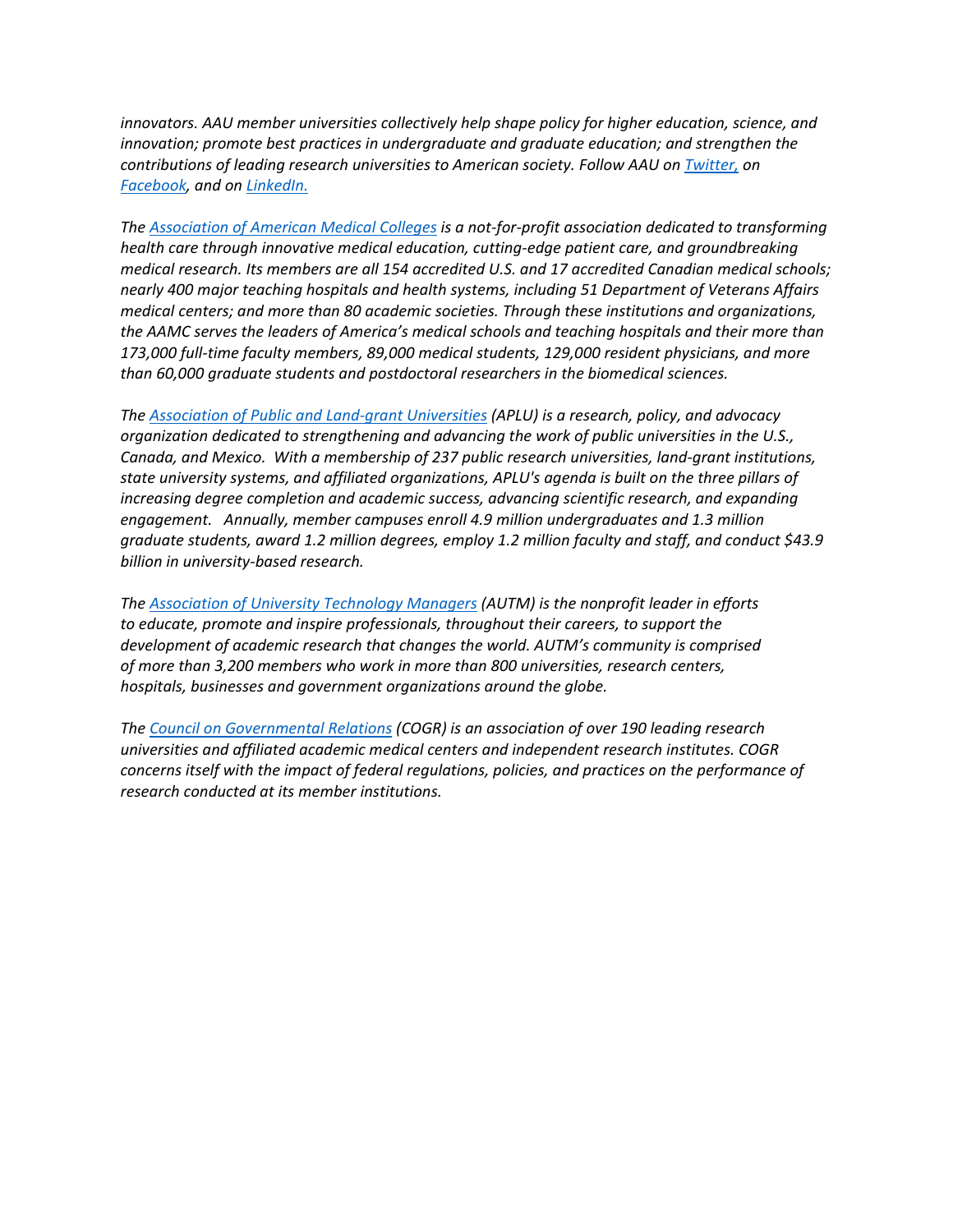*innovators. AAU member universities collectively help shape policy for higher education, science, and innovation; promote best practices in undergraduate and graduate education; and strengthen the contributions of leading research universities to American society. Follow AAU on [Twitter,](#) on [Facebook](#), and on [LinkedIn.](#)*

*The [Association of American Medical Colleges](#) is a not-for-profit association dedicated to transforming health care through innovative medical education, cutting-edge patient care, and groundbreaking medical research. Its members are all 154 accredited U.S. and 17 accredited Canadian medical schools; nearly 400 major teaching hospitals and health systems, including 51 Department of Veterans Affairs medical centers; and more than 80 academic societies. Through these institutions and organizations, the AAMC serves the leaders of America's medical schools and teaching hospitals and their more than 173,000 full-time faculty members, 89,000 medical students, 129,000 resident physicians, and more than 60,000 graduate students and postdoctoral researchers in the biomedical sciences.*

*The [Association of Public and Land-grant Universities](#) (APLU) is a research, policy, and advocacy organization dedicated to strengthening and advancing the work of public universities in the U.S., Canada, and Mexico. With a membership of 237 public research universities, land-grant institutions, state university systems, and affiliated organizations, APLU's agenda is built on the three pillars of increasing degree completion and academic success, advancing scientific research, and expanding engagement. Annually, member campuses enroll 4.9 million undergraduates and 1.3 million graduate students, award 1.2 million degrees, employ 1.2 million faculty and staff, and conduct $43.9 billion in university-based research.*

*The [Association of University Technology Managers](#) (AUTM) is the nonprofit leader in efforts to educate, promote and inspire professionals, throughout their careers, to support the development of academic research that changes the world. AUTM's community is comprised of more than 3,200 members who work in more than 800 universities, research centers, hospitals, businesses and government organizations around the globe.*

*The [Council on Governmental Relations](#) (COGR) is an association of over 190 leading research universities and affiliated academic medical centers and independent research institutes. COGR concerns itself with the impact of federal regulations, policies, and practices on the performance of research conducted at its member institutions.*